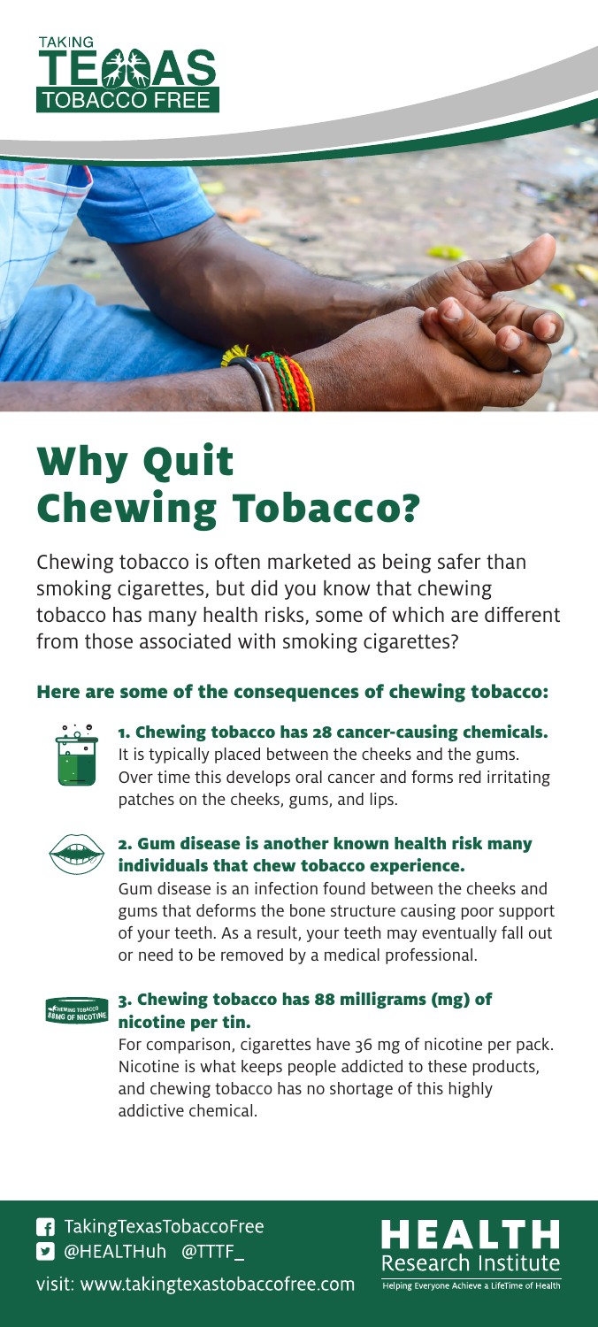TAKING TEXAS TOBACCO FREE

# Why Quit Chewing Tobacco?

Chewing tobacco is often marketed as being safer than smoking cigarettes, but did you know that chewing tobacco has many health risks, some of which are different from those associated with smoking cigarettes?

### Here are some of the consequences of chewing tobacco:

**1. Chewing tobacco has 28 cancer-causing chemicals.**
It is typically placed between the cheeks and the gums. Over time this develops oral cancer and forms red irritating patches on the cheeks, gums, and lips.

**2. Gum disease is another known health risk many individuals that chew tobacco experience.**
Gum disease is an infection found between the cheeks and gums that deforms the bone structure causing poor support of your teeth. As a result, your teeth may eventually fall out or need to be removed by a medical professional.

**3. Chewing tobacco has 88 milligrams (mg) of nicotine per tin.**
For comparison, cigarettes have 36 mg of nicotine per pack. Nicotine is what keeps people addicted to these products, and chewing tobacco has no shortage of this highly addictive chemical.

TakingTexasTobaccoFree
@HEALTHuh @TTTF_

visit: www.takingtexastobaccofree.com

HEALTH Research Institute
Helping Everyone Achieve a LifeTime of Health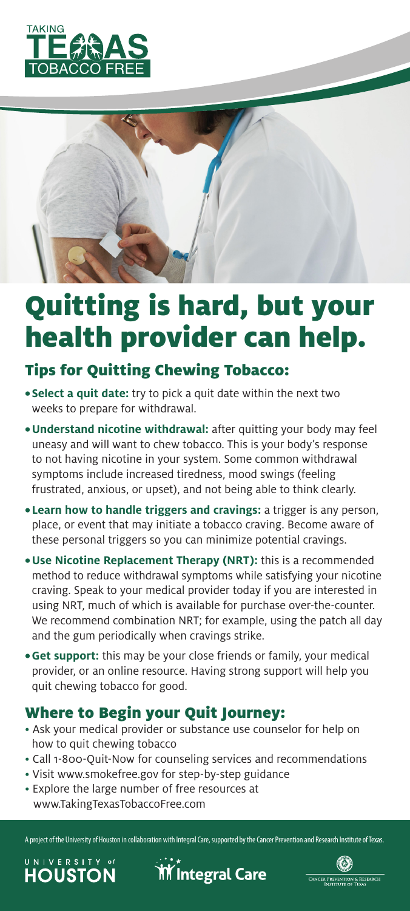TAKING TEXAS TOBACCO FREE

# Quitting is hard, but your health provider can help.

## Tips for Quitting Chewing Tobacco:

- **Select a quit date:** try to pick a quit date within the next two weeks to prepare for withdrawal.
- **Understand nicotine withdrawal:** after quitting your body may feel uneasy and will want to chew tobacco. This is your body's response to not having nicotine in your system. Some common withdrawal symptoms include increased tiredness, mood swings (feeling frustrated, anxious, or upset), and not being able to think clearly.
- **Learn how to handle triggers and cravings:** a trigger is any person, place, or event that may initiate a tobacco craving. Become aware of these personal triggers so you can minimize potential cravings.
- **Use Nicotine Replacement Therapy (NRT):** this is a recommended method to reduce withdrawal symptoms while satisfying your nicotine craving. Speak to your medical provider today if you are interested in using NRT, much of which is available for purchase over-the-counter. We recommend combination NRT; for example, using the patch all day and the gum periodically when cravings strike.
- **Get support:** this may be your close friends or family, your medical provider, or an online resource. Having strong support will help you quit chewing tobacco for good.

## Where to Begin your Quit Journey:

- Ask your medical provider or substance use counselor for help on how to quit chewing tobacco
- Call 1-800-Quit-Now for counseling services and recommendations
- Visit www.smokefree.gov for step-by-step guidance
- Explore the large number of free resources at www.TakingTexasTobaccoFree.com

A project of the University of Houston in collaboration with Integral Care, supported by the Cancer Prevention and Research Institute of Texas.

UNIVERSITY of HOUSTON

Integral Care

Cancer Prevention & Research Institute of Texas